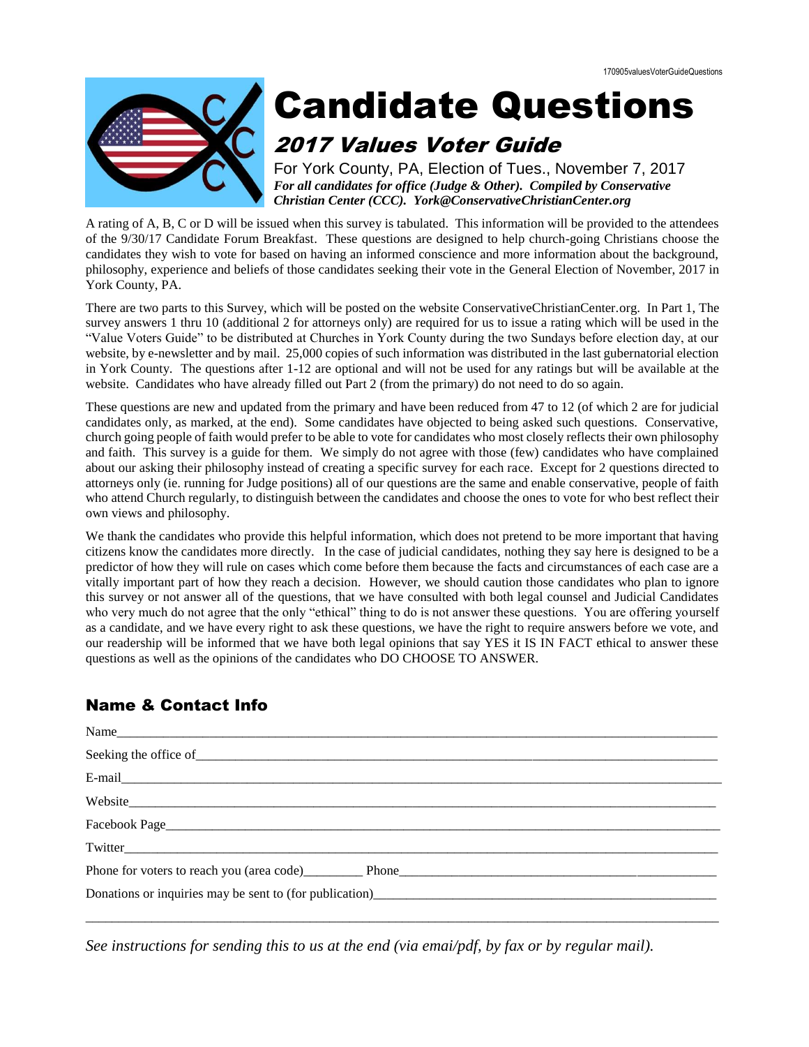# Candidate Questions

## 2017 Values Voter Guide

For York County, PA, Election of Tues., November 7, 2017

***For all candidates for office (Judge & Other). Compiled by Conservative Christian Center (CCC). York@ConservativeChristianCenter.org***

A rating of A, B, C or D will be issued when this survey is tabulated. This information will be provided to the attendees of the 9/30/17 Candidate Forum Breakfast. These questions are designed to help church-going Christians choose the candidates they wish to vote for based on having an informed conscience and more information about the background, philosophy, experience and beliefs of those candidates seeking their vote in the General Election of November, 2017 in York County, PA.

There are two parts to this Survey, which will be posted on the website ConservativeChristianCenter.org. In Part 1, The survey answers 1 thru 10 (additional 2 for attorneys only) are required for us to issue a rating which will be used in the "Value Voters Guide" to be distributed at Churches in York County during the two Sundays before election day, at our website, by e-newsletter and by mail. 25,000 copies of such information was distributed in the last gubernatorial election in York County. The questions after 1-12 are optional and will not be used for any ratings but will be available at the website. Candidates who have already filled out Part 2 (from the primary) do not need to do so again.

These questions are new and updated from the primary and have been reduced from 47 to 12 (of which 2 are for judicial candidates only, as marked, at the end). Some candidates have objected to being asked such questions. Conservative, church going people of faith would prefer to be able to vote for candidates who most closely reflects their own philosophy and faith. This survey is a guide for them. We simply do not agree with those (few) candidates who have complained about our asking their philosophy instead of creating a specific survey for each race. Except for 2 questions directed to attorneys only (ie. running for Judge positions) all of our questions are the same and enable conservative, people of faith who attend Church regularly, to distinguish between the candidates and choose the ones to vote for who best reflect their own views and philosophy.

We thank the candidates who provide this helpful information, which does not pretend to be more important that having citizens know the candidates more directly. In the case of judicial candidates, nothing they say here is designed to be a predictor of how they will rule on cases which come before them because the facts and circumstances of each case are a vitally important part of how they reach a decision. However, we should caution those candidates who plan to ignore this survey or not answer all of the questions, that we have consulted with both legal counsel and Judicial Candidates who very much do not agree that the only "ethical" thing to do is not answer these questions. You are offering yourself as a candidate, and we have every right to ask these questions, we have the right to require answers before we vote, and our readership will be informed that we have both legal opinions that say YES it IS IN FACT ethical to answer these questions as well as the opinions of the candidates who DO CHOOSE TO ANSWER.

## Name & Contact Info

Name_______________________________________________

Seeking the office of_______________________________________________

E-mail_______________________________________________

Website_______________________________________________

Facebook Page_______________________________________________

Twitter_______________________________________________

Phone for voters to reach you (area code)_________ Phone_______________________________________________

Donations or inquiries may be sent to (for publication)_______________________________________________

_______________________________________________

*See instructions for sending this to us at the end (via emai/pdf, by fax or by regular mail).*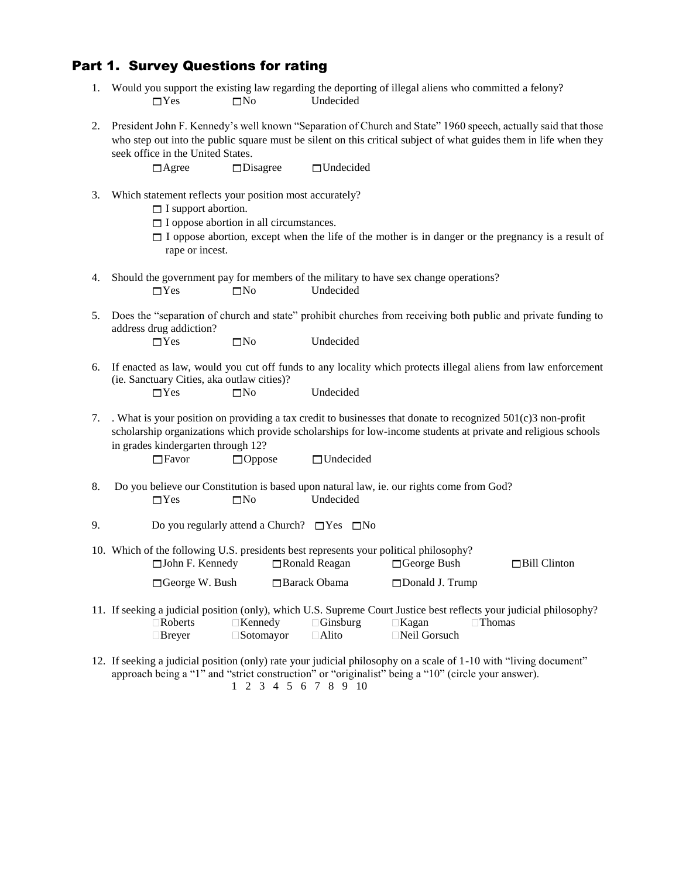## Part 1. Survey Questions for rating

1. Would you support the existing law regarding the deporting of illegal aliens who committed a felony?

   ☐Yes ☐No Undecided

2. President John F. Kennedy's well known "Separation of Church and State" 1960 speech, actually said that those who step out into the public square must be silent on this critical subject of what guides them in life when they seek office in the United States.

   ☐Agree ☐Disagree ☐Undecided

3. Which statement reflects your position most accurately?

   ☐ I support abortion.

   ☐ I oppose abortion in all circumstances.

   ☐ I oppose abortion, except when the life of the mother is in danger or the pregnancy is a result of rape or incest.

4. Should the government pay for members of the military to have sex change operations?

   ☐Yes ☐No Undecided

5. Does the "separation of church and state" prohibit churches from receiving both public and private funding to address drug addiction?

   ☐Yes ☐No Undecided

6. If enacted as law, would you cut off funds to any locality which protects illegal aliens from law enforcement (ie. Sanctuary Cities, aka outlaw cities)?

   ☐Yes ☐No Undecided

7. . What is your position on providing a tax credit to businesses that donate to recognized 501(c)3 non-profit scholarship organizations which provide scholarships for low-income students at private and religious schools in grades kindergarten through 12?

   ☐Favor ☐Oppose ☐Undecided

8. Do you believe our Constitution is based upon natural law, ie. our rights come from God?

   ☐Yes ☐No Undecided

9. Do you regularly attend a Church? ☐Yes ☐No

10. Which of the following U.S. presidents best represents your political philosophy?

    ☐John F. Kennedy ☐Ronald Reagan ☐George Bush ☐Bill Clinton

    ☐George W. Bush ☐Barack Obama ☐Donald J. Trump

11. If seeking a judicial position (only), which U.S. Supreme Court Justice best reflects your judicial philosophy?

    ☐Roberts ☐Kennedy ☐Ginsburg ☐Kagan ☐Thomas

    ☐Breyer ☐Sotomayor ☐Alito ☐Neil Gorsuch

12. If seeking a judicial position (only) rate your judicial philosophy on a scale of 1-10 with "living document" approach being a "1" and "strict construction" or "originalist" being a "10" (circle your answer).

    1 2 3 4 5 6 7 8 9 10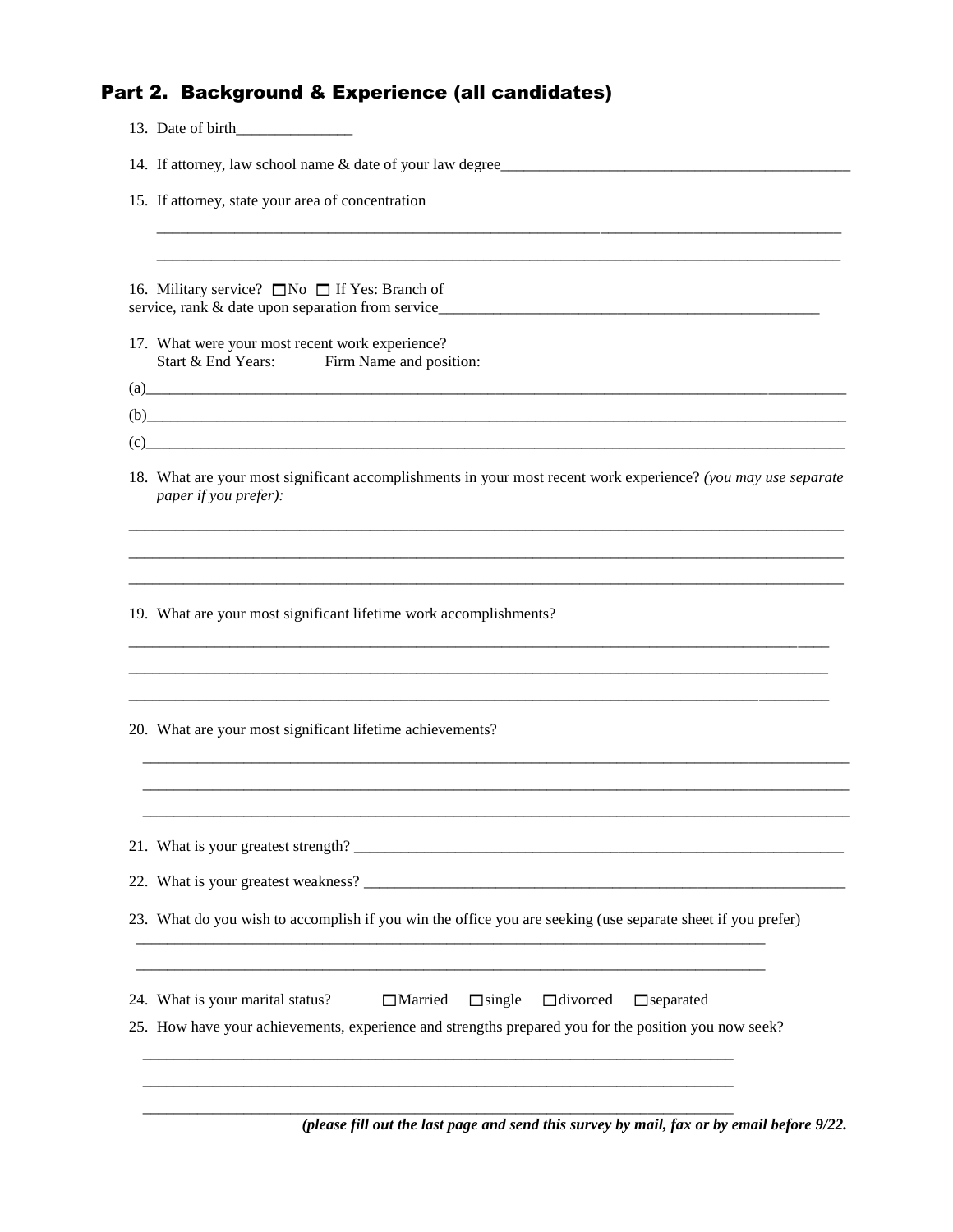## Part 2. Background & Experience (all candidates)

13. Date of birth_______________

14. If attorney, law school name & date of your law degree_______________________________________________

15. If attorney, state your area of concentration

_______________________________________________________________________________________________

_______________________________________________________________________________________________

16. Military service? ☐No ☐ If Yes: Branch of service, rank & date upon separation from service_____________________________________________________

17. What were your most recent work experience?
    Start & End Years: Firm Name and position:

(a)_______________________________________________________________________________________________

(b)_______________________________________________________________________________________________

(c)_______________________________________________________________________________________________

18. What are your most significant accomplishments in your most recent work experience? *(you may use separate paper if you prefer):*

_______________________________________________________________________________________________

_______________________________________________________________________________________________

_______________________________________________________________________________________________

19. What are your most significant lifetime work accomplishments?

_______________________________________________________________________________________________

_______________________________________________________________________________________________

_______________________________________________________________________________________________

20. What are your most significant lifetime achievements?

_______________________________________________________________________________________________

_______________________________________________________________________________________________

_______________________________________________________________________________________________

21. What is your greatest strength? _______________________________________________________________

22. What is your greatest weakness? _______________________________________________________________

23. What do you wish to accomplish if you win the office you are seeking (use separate sheet if you prefer)

_______________________________________________________________________________________________

_______________________________________________________________________________________________

24. What is your marital status? ☐Married ☐single ☐divorced ☐separated

25. How have your achievements, experience and strengths prepared you for the position you now seek?

_______________________________________________________________________________________________

_______________________________________________________________________________________________

_______________________________________________________________________________________________

***(please fill out the last page and send this survey by mail, fax or by email before 9/22.***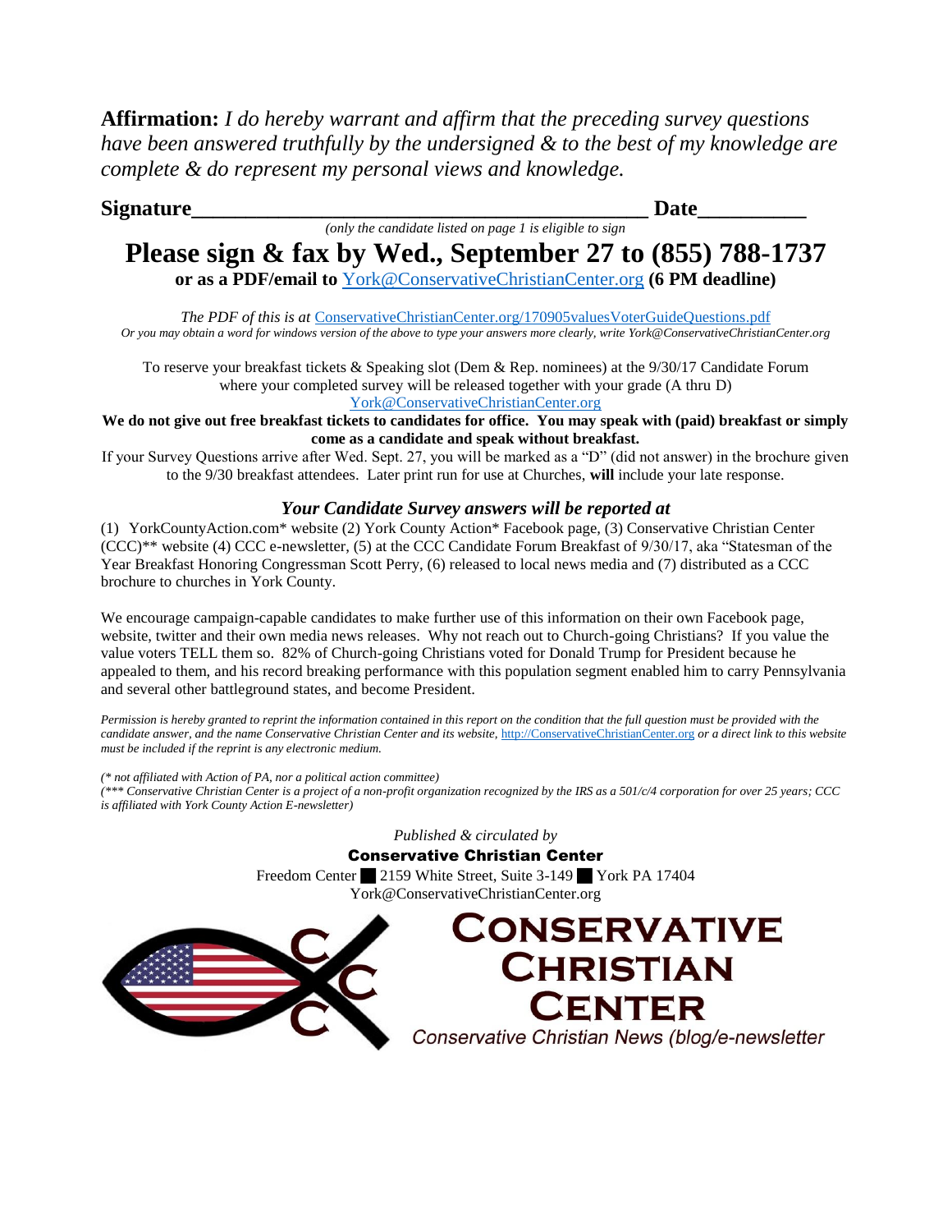**Affirmation:** *I do hereby warrant and affirm that the preceding survey questions have been answered truthfully by the undersigned & to the best of my knowledge are complete & do represent my personal views and knowledge.*

**Signature___________________________________________ Date__________**

*(only the candidate listed on page 1 is eligible to sign)*

# Please sign & fax by Wed., September 27 to (855) 788-1737

**or as a PDF/email to** York@ConservativeChristianCenter.org **(6 PM deadline)**

*The PDF of this is at* ConservativeChristianCenter.org/170905valuesVoterGuideQuestions.pdf

*Or you may obtain a word for windows version of the above to type your answers more clearly, write York@ConservativeChristianCenter.org*

To reserve your breakfast tickets & Speaking slot (Dem & Rep. nominees) at the 9/30/17 Candidate Forum where your completed survey will be released together with your grade (A thru D) York@ConservativeChristianCenter.org

**We do not give out free breakfast tickets to candidates for office. You may speak with (paid) breakfast or simply come as a candidate and speak without breakfast.**

If your Survey Questions arrive after Wed. Sept. 27, you will be marked as a "D" (did not answer) in the brochure given to the 9/30 breakfast attendees. Later print run for use at Churches, **will** include your late response.

### *Your Candidate Survey answers will be reported at*

(1) YorkCountyAction.com* website (2) York County Action* Facebook page, (3) Conservative Christian Center (CCC)** website (4) CCC e-newsletter, (5) at the CCC Candidate Forum Breakfast of 9/30/17, aka "Statesman of the Year Breakfast Honoring Congressman Scott Perry, (6) released to local news media and (7) distributed as a CCC brochure to churches in York County.

We encourage campaign-capable candidates to make further use of this information on their own Facebook page, website, twitter and their own media news releases. Why not reach out to Church-going Christians? If you value the value voters TELL them so. 82% of Church-going Christians voted for Donald Trump for President because he appealed to them, and his record breaking performance with this population segment enabled him to carry Pennsylvania and several other battleground states, and become President.

*Permission is hereby granted to reprint the information contained in this report on the condition that the full question must be provided with the candidate answer, and the name Conservative Christian Center and its website,* http://ConservativeChristianCenter.org *or a direct link to this website must be included if the reprint is any electronic medium.*

*(* not affiliated with Action of PA, nor a political action committee)*

*(*** Conservative Christian Center is a project of a non-profit organization recognized by the IRS as a 501/c/4 corporation for over 25 years; CCC is affiliated with York County Action E-newsletter)*

*Published & circulated by*

**Conservative Christian Center**

Freedom Center ■ 2159 White Street, Suite 3-149 ■ York PA 17404

York@ConservativeChristianCenter.org

**CONSERVATIVE CHRISTIAN CENTER**

*Conservative Christian News (blog/e-newsletter*